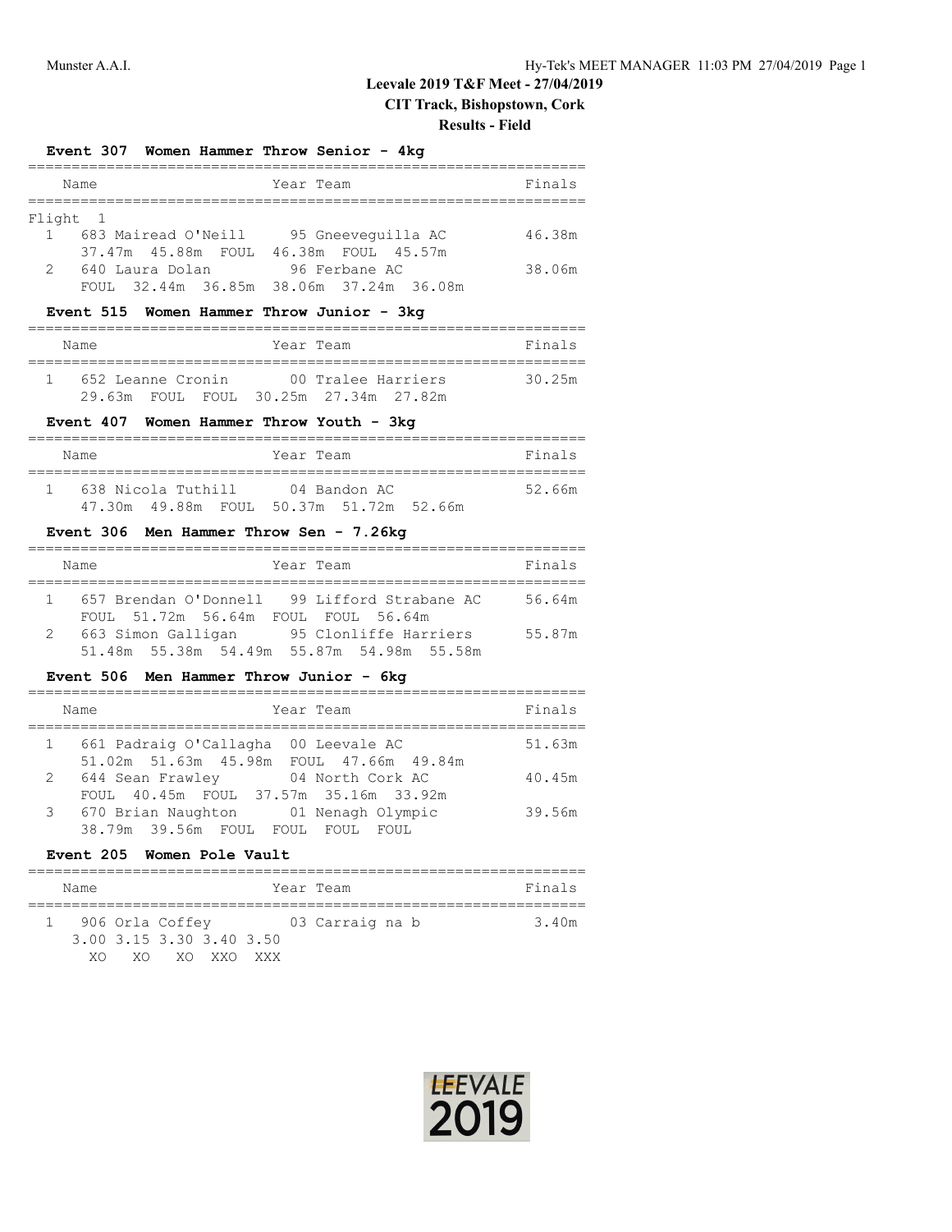# Leevale 2019 T&F Meet - 27/04/2019

## CIT Track, Bishopstown, Cork

### Results - Field

#### Event 307 Women Hammer Throw Senior - 4kg

| | Name | Year | Team | Finals |
|---|---|---|---|---|
| **Flight 1** | | | | |
| 1 | 683 Mairead O'Neill | 95 | Gneeveguilla AC | 46.38m |
| | 37.47m 45.88m FOUL 46.38m FOUL 45.57m | | | |
| 2 | 640 Laura Dolan | 96 | Ferbane AC | 38.06m |
| | FOUL 32.44m 36.85m 38.06m 37.24m 36.08m | | | |

#### Event 515 Women Hammer Throw Junior - 3kg

| | Name | Year | Team | Finals |
|---|---|---|---|---|
| 1 | 652 Leanne Cronin | 00 | Tralee Harriers | 30.25m |
| | 29.63m FOUL FOUL 30.25m 27.34m 27.82m | | | |

#### Event 407 Women Hammer Throw Youth - 3kg

| | Name | Year | Team | Finals |
|---|---|---|---|---|
| 1 | 638 Nicola Tuthill | 04 | Bandon AC | 52.66m |
| | 47.30m 49.88m FOUL 50.37m 51.72m 52.66m | | | |

#### Event 306 Men Hammer Throw Sen - 7.26kg

| | Name | Year | Team | Finals |
|---|---|---|---|---|
| 1 | 657 Brendan O'Donnell | 99 | Lifford Strabane AC | 56.64m |
| | FOUL 51.72m 56.64m FOUL FOUL 56.64m | | | |
| 2 | 663 Simon Galligan | 95 | Clonliffe Harriers | 55.87m |
| | 51.48m 55.38m 54.49m 55.87m 54.98m 55.58m | | | |

#### Event 506 Men Hammer Throw Junior - 6kg

| | Name | Year | Team | Finals |
|---|---|---|---|---|
| 1 | 661 Padraig O'Callagha | 00 | Leevale AC | 51.63m |
| | 51.02m 51.63m 45.98m FOUL 47.66m 49.84m | | | |
| 2 | 644 Sean Frawley | 04 | North Cork AC | 40.45m |
| | FOUL 40.45m FOUL 37.57m 35.16m 33.92m | | | |
| 3 | 670 Brian Naughton | 01 | Nenagh Olympic | 39.56m |
| | 38.79m 39.56m FOUL FOUL FOUL FOUL | | | |

#### Event 205 Women Pole Vault

| | Name | Year | Team | Finals |
|---|---|---|---|---|
| 1 | 906 Orla Coffey | 03 | Carraig na b | 3.40m |

| 3.00 | 3.15 | 3.30 | 3.40 | 3.50 |
|---|---|---|---|---|
| XO | XO | XO | XXO | XXX |

LEEVALE 2019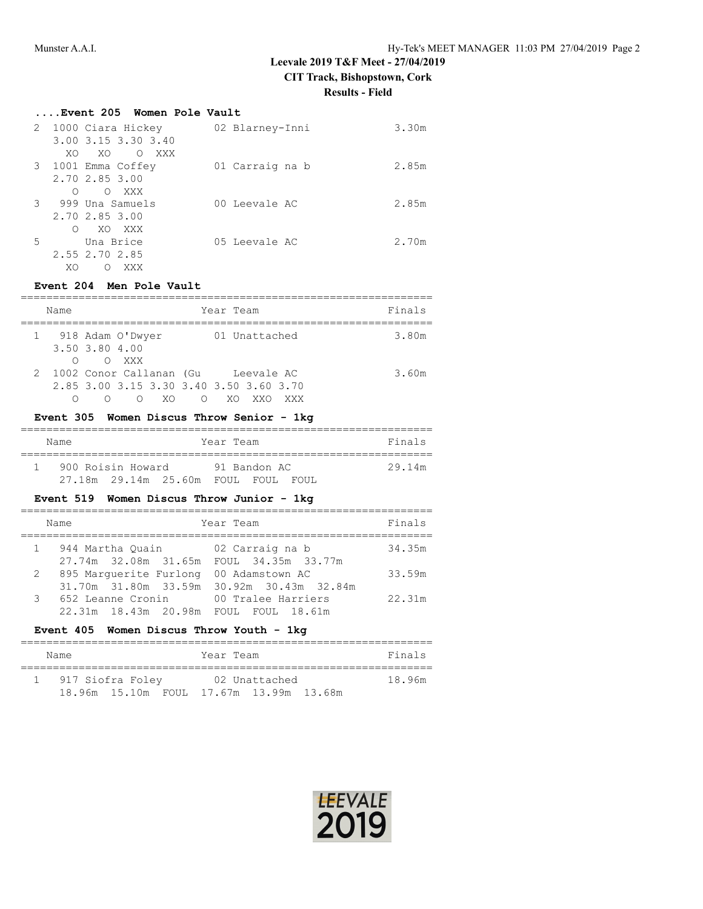## Leevale 2019 T&F Meet - 27/04/2019

**CIT Track, Bishopstown, Cork**

**Results - Field**

### ....Event 205 Women Pole Vault

```
  2  1000 Ciara Hickey        02 Blarney-Inni            3.30m
     3.00 3.15 3.30 3.40
       XO   XO    O  XXX
  3  1001 Emma Coffey         01 Carraig na b            2.85m
     2.70 2.85 3.00
        O    O  XXX
  3   999 Una Samuels         00 Leevale AC              2.85m
     2.70 2.85 3.00
        O   XO  XXX
  5       Una Brice           05 Leevale AC              2.70m
     2.55 2.70 2.85
       XO    O  XXX
```

### Event 204 Men Pole Vault

```
================================================================
    Name                    Year Team                   Finals
================================================================
  1   918 Adam O'Dwyer        01 Unattached              3.80m
     3.50 3.80 4.00
        O    O  XXX
  2  1002 Conor Callanan (Gu     Leevale AC              3.60m
     2.85 3.00 3.15 3.30 3.40 3.50 3.60 3.70
        O    O    O   XO    O   XO  XXO  XXX
```

### Event 305 Women Discus Throw Senior - 1kg

```
================================================================
    Name                    Year Team                   Finals
================================================================
  1   900 Roisin Howard       91 Bandon AC              29.14m
     27.18m  29.14m  25.60m  FOUL  FOUL  FOUL
```

### Event 519 Women Discus Throw Junior - 1kg

```
================================================================
    Name                    Year Team                   Finals
================================================================
  1   944 Martha Quain        02 Carraig na b           34.35m
     27.74m  32.08m  31.65m  FOUL  34.35m  33.77m
  2   895 Marguerite Furlong  00 Adamstown AC           33.59m
     31.70m  31.80m  33.59m  30.92m  30.43m  32.84m
  3   652 Leanne Cronin       00 Tralee Harriers        22.31m
     22.31m  18.43m  20.98m  FOUL  FOUL  18.61m
```

### Event 405 Women Discus Throw Youth - 1kg

```
================================================================
    Name                    Year Team                   Finals
================================================================
  1   917 Siofra Foley        02 Unattached             18.96m
     18.96m  15.10m  FOUL  17.67m  13.99m  13.68m
```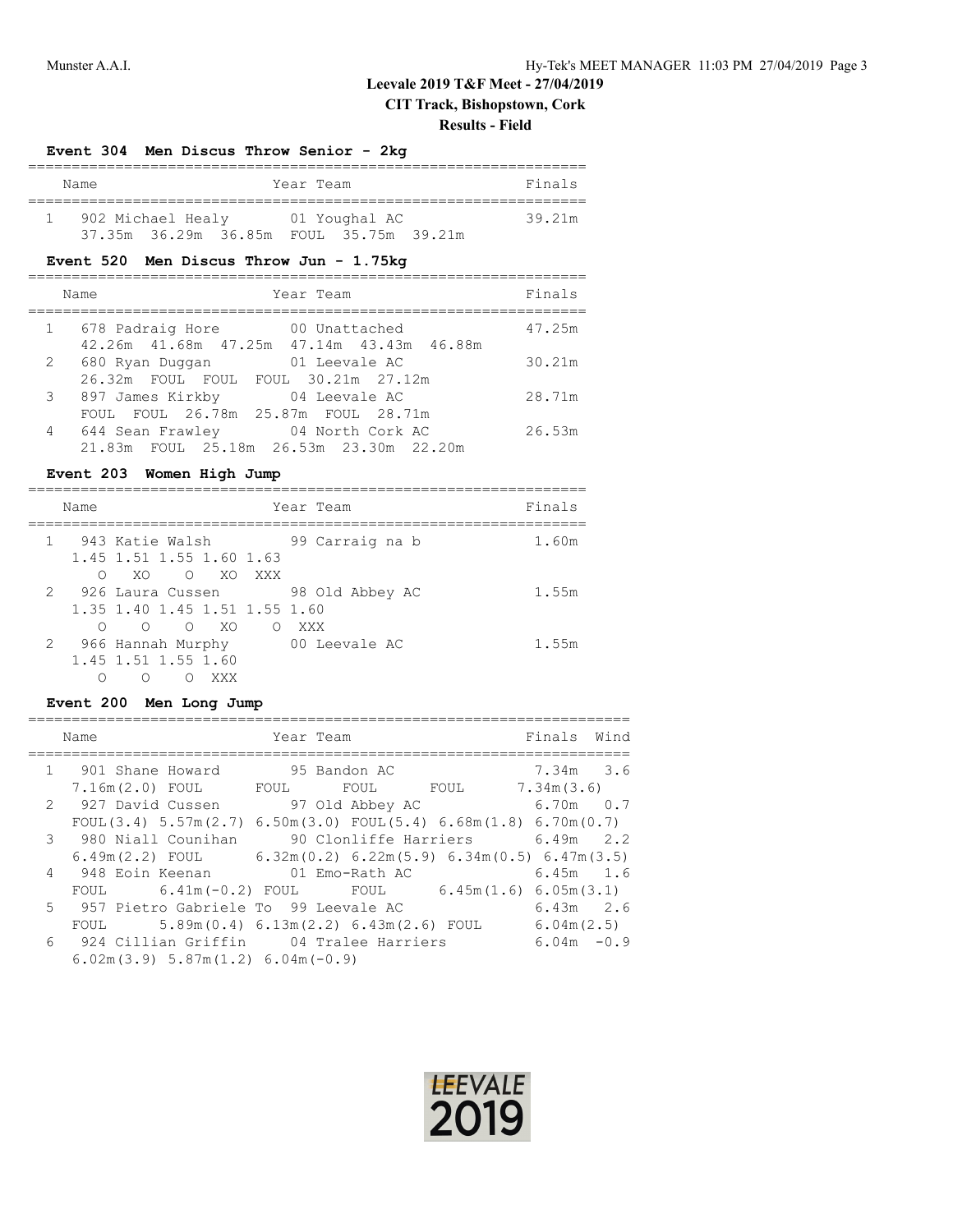# Leevale 2019 T&F Meet - 27/04/2019

**CIT Track, Bishopstown, Cork**

**Results - Field**

### Event 304 Men Discus Throw Senior - 2kg

| | Name | Year | Team | Finals |
|---|---|---|---|---|
| 1 | 902 Michael Healy | 01 | Youghal AC | 39.21m |
| | 37.35m 36.29m 36.85m FOUL 35.75m 39.21m | | | |

### Event 520 Men Discus Throw Jun - 1.75kg

| | Name | Year | Team | Finals |
|---|---|---|---|---|
| 1 | 678 Padraig Hore | 00 | Unattached | 47.25m |
| | 42.26m 41.68m 47.25m 47.14m 43.43m 46.88m | | | |
| 2 | 680 Ryan Duggan | 01 | Leevale AC | 30.21m |
| | 26.32m FOUL FOUL FOUL 30.21m 27.12m | | | |
| 3 | 897 James Kirkby | 04 | Leevale AC | 28.71m |
| | FOUL FOUL 26.78m 25.87m FOUL 28.71m | | | |
| 4 | 644 Sean Frawley | 04 | North Cork AC | 26.53m |
| | 21.83m FOUL 25.18m 26.53m 23.30m 22.20m | | | |

### Event 203 Women High Jump

| | Name | Year | Team | Finals |
|---|---|---|---|---|
| 1 | 943 Katie Walsh | 99 | Carraig na b | 1.60m |
| | 1.45 1.51 1.55 1.60 1.63 | | | |
| | O XO O XO XXX | | | |
| 2 | 926 Laura Cussen | 98 | Old Abbey AC | 1.55m |
| | 1.35 1.40 1.45 1.51 1.55 1.60 | | | |
| | O O O XO O XXX | | | |
| 2 | 966 Hannah Murphy | 00 | Leevale AC | 1.55m |
| | 1.45 1.51 1.55 1.60 | | | |
| | O O O XXX | | | |

### Event 200 Men Long Jump

| | Name | Year | Team | Finals | Wind |
|---|---|---|---|---|---|
| 1 | 901 Shane Howard | 95 | Bandon AC | 7.34m | 3.6 |
| | 7.16m(2.0) FOUL FOUL FOUL FOUL 7.34m(3.6) | | | | |
| 2 | 927 David Cussen | 97 | Old Abbey AC | 6.70m | 0.7 |
| | FOUL(3.4) 5.57m(2.7) 6.50m(3.0) FOUL(5.4) 6.68m(1.8) 6.70m(0.7) | | | | |
| 3 | 980 Niall Counihan | 90 | Clonliffe Harriers | 6.49m | 2.2 |
| | 6.49m(2.2) FOUL 6.32m(0.2) 6.22m(5.9) 6.34m(0.5) 6.47m(3.5) | | | | |
| 4 | 948 Eoin Keenan | 01 | Emo-Rath AC | 6.45m | 1.6 |
| | FOUL 6.41m(-0.2) FOUL FOUL 6.45m(1.6) 6.05m(3.1) | | | | |
| 5 | 957 Pietro Gabriele To | 99 | Leevale AC | 6.43m | 2.6 |
| | FOUL 5.89m(0.4) 6.13m(2.2) 6.43m(2.6) FOUL 6.04m(2.5) | | | | |
| 6 | 924 Cillian Griffin | 04 | Tralee Harriers | 6.04m | -0.9 |
| | 6.02m(3.9) 5.87m(1.2) 6.04m(-0.9) | | | | |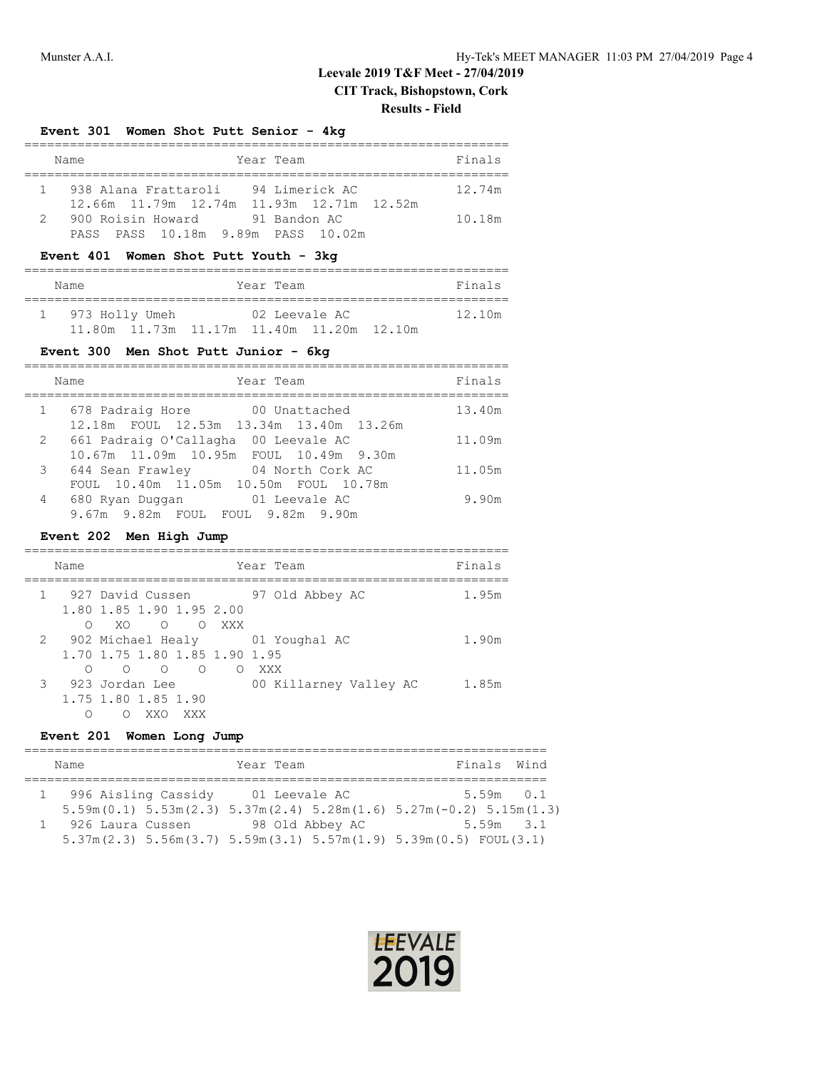# Leevale 2019 T&F Meet - 27/04/2019

**CIT Track, Bishopstown, Cork**

**Results - Field**

### Event 301 Women Shot Putt Senior - 4kg

| | Name | Year | Team | Finals |
|---|---|---|---|---|
| 1 | 938 Alana Frattaroli | 94 | Limerick AC | 12.74m |
| | 12.66m 11.79m 12.74m 11.93m 12.71m 12.52m | | | |
| 2 | 900 Roisin Howard | 91 | Bandon AC | 10.18m |
| | PASS PASS 10.18m 9.89m PASS 10.02m | | | |

### Event 401 Women Shot Putt Youth - 3kg

| | Name | Year | Team | Finals |
|---|---|---|---|---|
| 1 | 973 Holly Umeh | 02 | Leevale AC | 12.10m |
| | 11.80m 11.73m 11.17m 11.40m 11.20m 12.10m | | | |

### Event 300 Men Shot Putt Junior - 6kg

| | Name | Year | Team | Finals |
|---|---|---|---|---|
| 1 | 678 Padraig Hore | 00 | Unattached | 13.40m |
| | 12.18m FOUL 12.53m 13.34m 13.40m 13.26m | | | |
| 2 | 661 Padraig O'Callagha | 00 | Leevale AC | 11.09m |
| | 10.67m 11.09m 10.95m FOUL 10.49m 9.30m | | | |
| 3 | 644 Sean Frawley | 04 | North Cork AC | 11.05m |
| | FOUL 10.40m 11.05m 10.50m FOUL 10.78m | | | |
| 4 | 680 Ryan Duggan | 01 | Leevale AC | 9.90m |
| | 9.67m 9.82m FOUL FOUL 9.82m 9.90m | | | |

### Event 202 Men High Jump

| | Name | Year | Team | Finals |
|---|---|---|---|---|
| 1 | 927 David Cussen | 97 | Old Abbey AC | 1.95m |
| | 1.80 1.85 1.90 1.95 2.00 | | | |
| | O XO O O XXX | | | |
| 2 | 902 Michael Healy | 01 | Youghal AC | 1.90m |
| | 1.70 1.75 1.80 1.85 1.90 1.95 | | | |
| | O O O O O XXX | | | |
| 3 | 923 Jordan Lee | 00 | Killarney Valley AC | 1.85m |
| | 1.75 1.80 1.85 1.90 | | | |
| | O O XXO XXX | | | |

### Event 201 Women Long Jump

| | Name | Year | Team | Finals | Wind |
|---|---|---|---|---|---|
| 1 | 996 Aisling Cassidy | 01 | Leevale AC | 5.59m | 0.1 |
| | 5.59m(0.1) 5.53m(2.3) 5.37m(2.4) 5.28m(1.6) 5.27m(-0.2) 5.15m(1.3) | | | | |
| 1 | 926 Laura Cussen | 98 | Old Abbey AC | 5.59m | 3.1 |
| | 5.37m(2.3) 5.56m(3.7) 5.59m(3.1) 5.57m(1.9) 5.39m(0.5) FOUL(3.1) | | | | |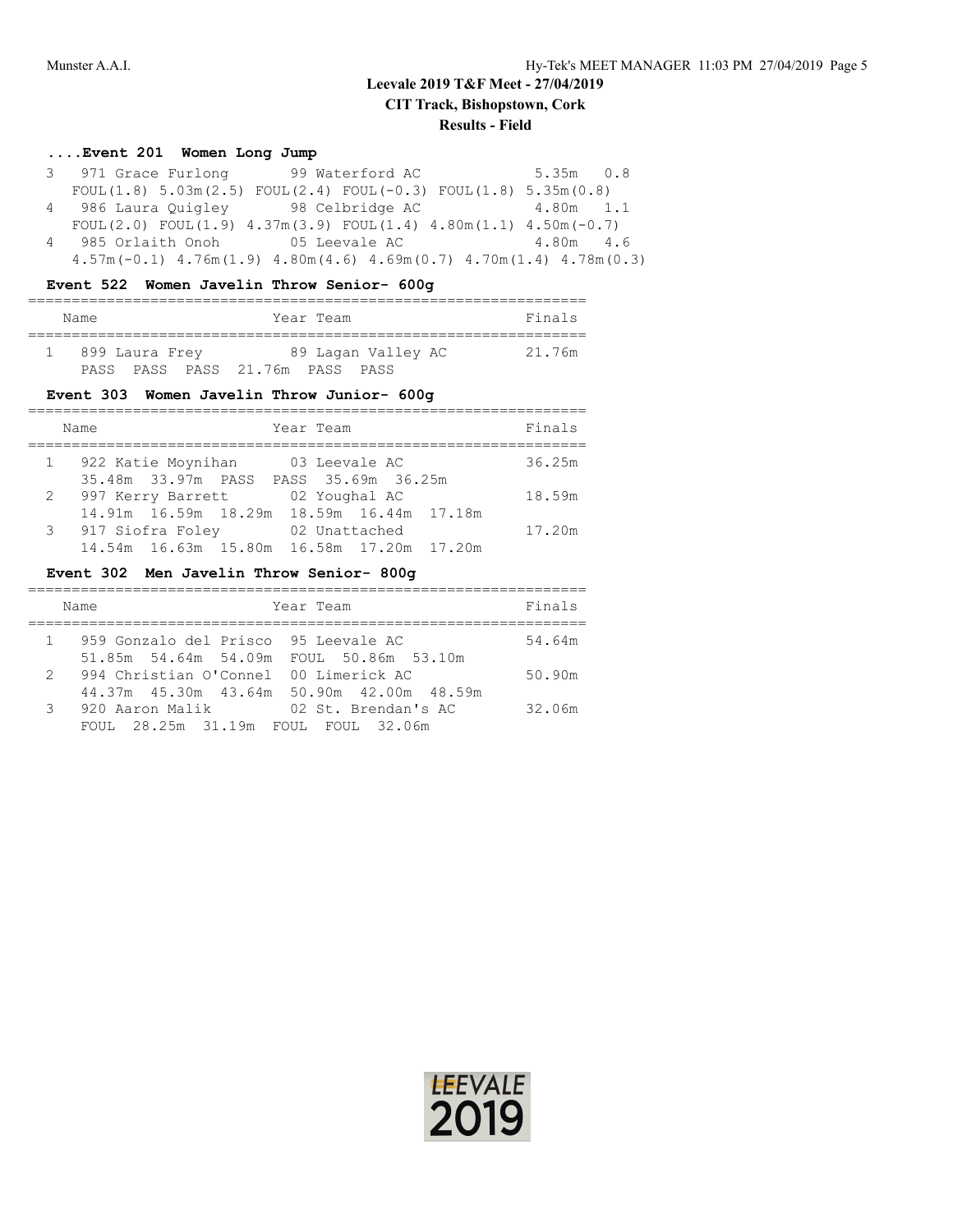## Leevale 2019 T&F Meet - 27/04/2019

**CIT Track, Bishopstown, Cork**

**Results - Field**

### ....Event 201 Women Long Jump

```
  3   971 Grace Furlong       99 Waterford AC             5.35m   0.8
     FOUL(1.8) 5.03m(2.5) FOUL(2.4) FOUL(-0.3) FOUL(1.8) 5.35m(0.8)
  4   986 Laura Quigley       98 Celbridge AC             4.80m   1.1
     FOUL(2.0) FOUL(1.9) 4.37m(3.9) FOUL(1.4) 4.80m(1.1) 4.50m(-0.7)
  4   985 Orlaith Onoh        05 Leevale AC               4.80m   4.6
     4.57m(-0.1) 4.76m(1.9) 4.80m(4.6) 4.69m(0.7) 4.70m(1.4) 4.78m(0.3)
```

### Event 522 Women Javelin Throw Senior- 600g

```
================================================================
    Name                    Year Team                    Finals
================================================================
  1   899 Laura Frey          89 Lagan Valley AC         21.76m
     PASS  PASS  PASS  21.76m  PASS  PASS
```

### Event 303 Women Javelin Throw Junior- 600g

```
================================================================
    Name                    Year Team                    Finals
================================================================
  1   922 Katie Moynihan      03 Leevale AC              36.25m
     35.48m  33.97m  PASS  PASS  35.69m  36.25m
  2   997 Kerry Barrett       02 Youghal AC              18.59m
     14.91m  16.59m  18.29m  18.59m  16.44m  17.18m
  3   917 Siofra Foley        02 Unattached              17.20m
     14.54m  16.63m  15.80m  16.58m  17.20m  17.20m
```

### Event 302 Men Javelin Throw Senior- 800g

```
================================================================
    Name                    Year Team                    Finals
================================================================
  1   959 Gonzalo del Prisco  95 Leevale AC              54.64m
     51.85m  54.64m  54.09m  FOUL  50.86m  53.10m
  2   994 Christian O'Connel  00 Limerick AC             50.90m
     44.37m  45.30m  43.64m  50.90m  42.00m  48.59m
  3   920 Aaron Malik         02 St. Brendan's AC        32.06m
     FOUL  28.25m  31.19m  FOUL  FOUL  32.06m
```